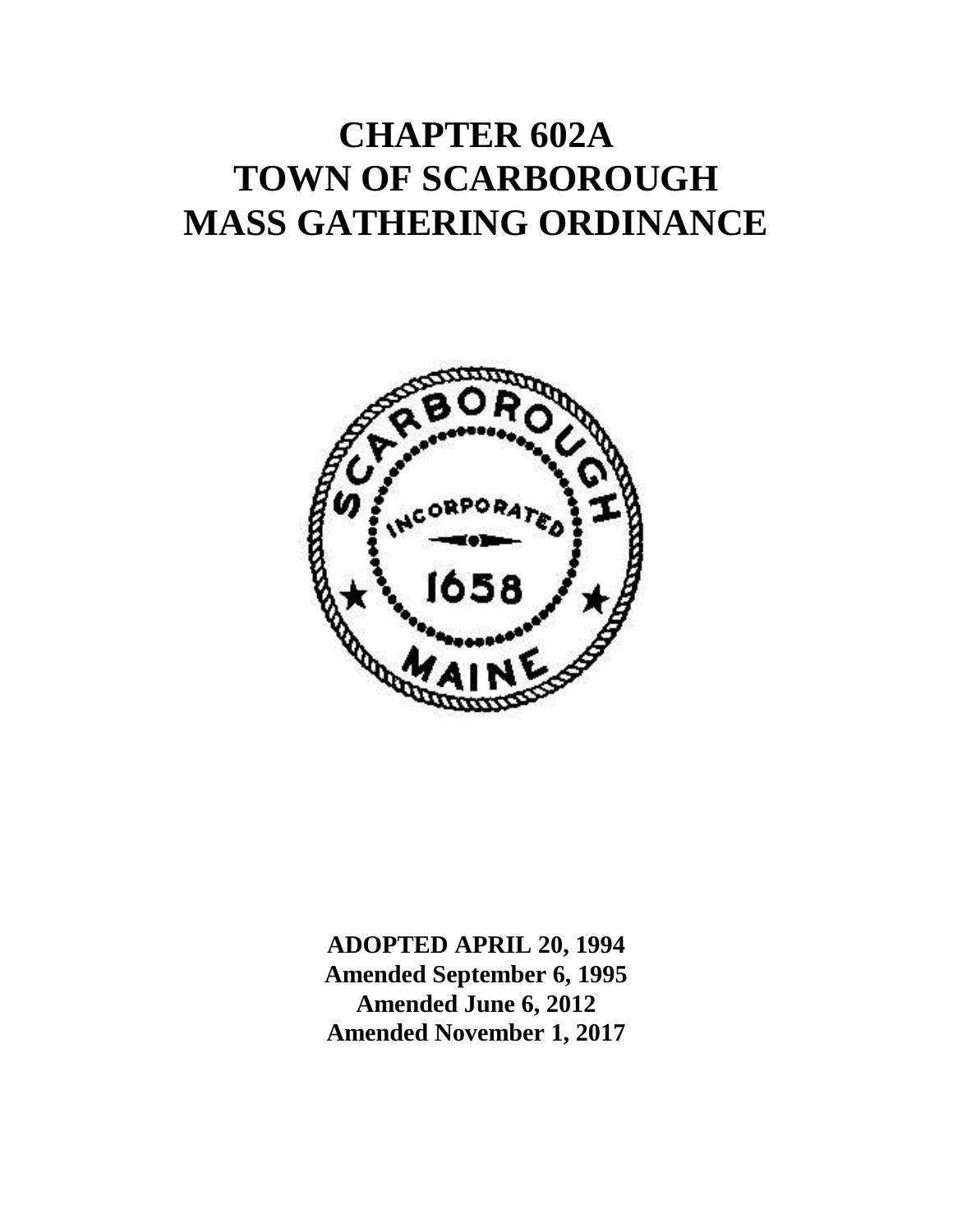# CHAPTER 602A
# TOWN OF SCARBOROUGH
# MASS GATHERING ORDINANCE

**ADOPTED APRIL 20, 1994**
**Amended September 6, 1995**
**Amended June 6, 2012**
**Amended November 1, 2017**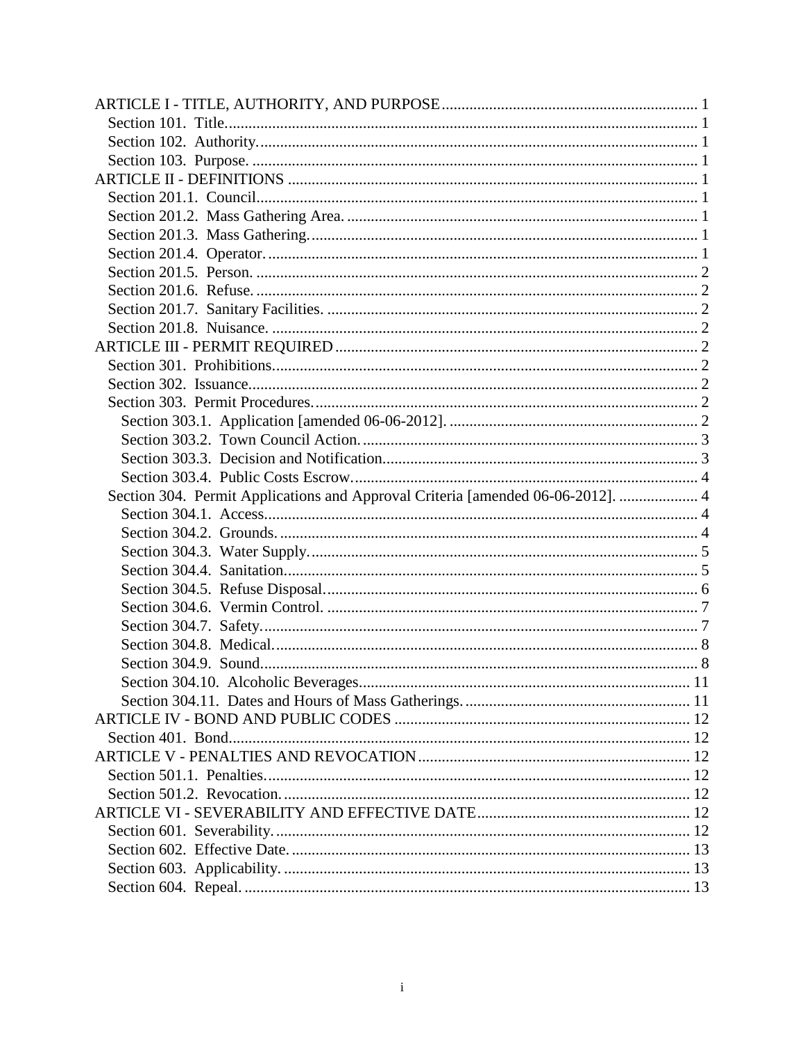ARTICLE I - TITLE, AUTHORITY, AND PURPOSE ............................................................... 1
  Section 101. Title ................................................................................................... 1
  Section 102. Authority ............................................................................................ 1
  Section 103. Purpose ............................................................................................. 1
ARTICLE II - DEFINITIONS ....................................................................................... 1
  Section 201.1. Council ............................................................................................ 1
  Section 201.2. Mass Gathering Area ......................................................................... 1
  Section 201.3. Mass Gathering ................................................................................. 1
  Section 201.4. Operator ........................................................................................... 1
  Section 201.5. Person .............................................................................................. 2
  Section 201.6. Refuse .............................................................................................. 2
  Section 201.7. Sanitary Facilities ............................................................................. 2
  Section 201.8. Nuisance .......................................................................................... 2
ARTICLE III - PERMIT REQUIRED ........................................................................... 2
  Section 301. Prohibitions ......................................................................................... 2
  Section 302. Issuance .............................................................................................. 2
  Section 303. Permit Procedures ................................................................................ 2
    Section 303.1. Application [amended 06-06-2012] ................................................... 2
    Section 303.2. Town Council Action ........................................................................ 3
    Section 303.3. Decision and Notification .................................................................. 3
    Section 303.4. Public Costs Escrow ......................................................................... 4
  Section 304. Permit Applications and Approval Criteria [amended 06-06-2012] ............ 4
    Section 304.1. Access ............................................................................................ 4
    Section 304.2. Grounds .......................................................................................... 4
    Section 304.3. Water Supply ................................................................................... 5
    Section 304.4. Sanitation ........................................................................................ 5
    Section 304.5. Refuse Disposal ............................................................................... 6
    Section 304.6. Vermin Control ................................................................................ 7
    Section 304.7. Safety ............................................................................................. 7
    Section 304.8. Medical ........................................................................................... 8
    Section 304.9. Sound .............................................................................................. 8
    Section 304.10. Alcoholic Beverages ...................................................................... 11
    Section 304.11. Dates and Hours of Mass Gatherings ............................................... 11
ARTICLE IV - BOND AND PUBLIC CODES .............................................................. 12
  Section 401. Bond ................................................................................................... 12
ARTICLE V - PENALTIES AND REVOCATION ......................................................... 12
  Section 501.1. Penalties .......................................................................................... 12
  Section 501.2. Revocation ....................................................................................... 12
ARTICLE VI - SEVERABILITY AND EFFECTIVE DATE .......................................... 12
  Section 601. Severability ......................................................................................... 12
  Section 602. Effective Date ..................................................................................... 13
  Section 603. Applicability ........................................................................................ 13
  Section 604. Repeal ................................................................................................. 13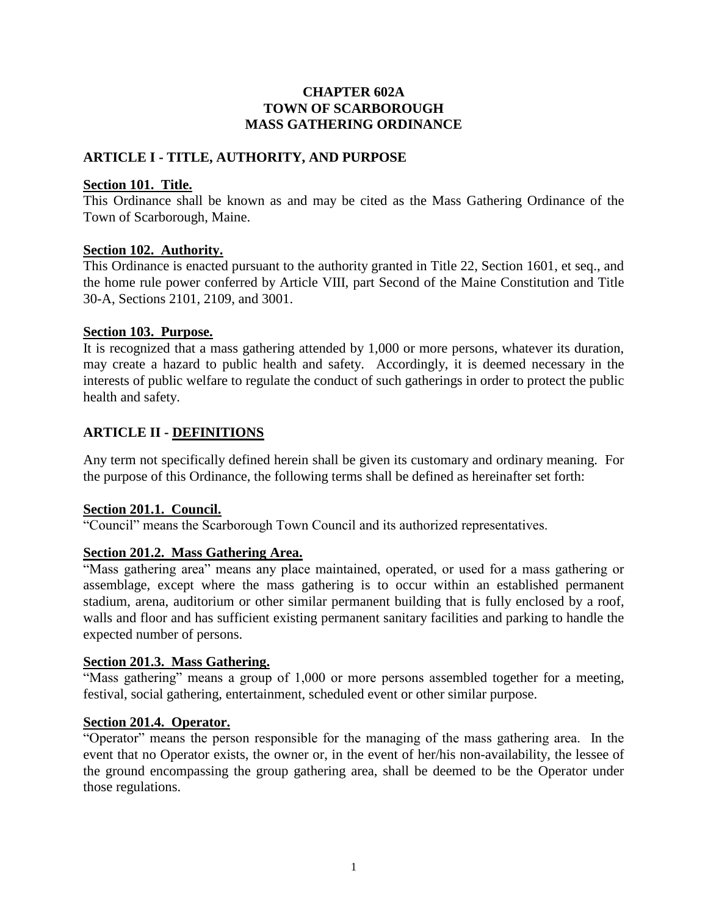# CHAPTER 602A
# TOWN OF SCARBOROUGH
# MASS GATHERING ORDINANCE

## ARTICLE I - TITLE, AUTHORITY, AND PURPOSE

### Section 101. Title.

This Ordinance shall be known as and may be cited as the Mass Gathering Ordinance of the Town of Scarborough, Maine.

### Section 102. Authority.

This Ordinance is enacted pursuant to the authority granted in Title 22, Section 1601, et seq., and the home rule power conferred by Article VIII, part Second of the Maine Constitution and Title 30-A, Sections 2101, 2109, and 3001.

### Section 103. Purpose.

It is recognized that a mass gathering attended by 1,000 or more persons, whatever its duration, may create a hazard to public health and safety. Accordingly, it is deemed necessary in the interests of public welfare to regulate the conduct of such gatherings in order to protect the public health and safety.

## ARTICLE II - DEFINITIONS

Any term not specifically defined herein shall be given its customary and ordinary meaning. For the purpose of this Ordinance, the following terms shall be defined as hereinafter set forth:

### Section 201.1. Council.

"Council" means the Scarborough Town Council and its authorized representatives.

### Section 201.2. Mass Gathering Area.

"Mass gathering area" means any place maintained, operated, or used for a mass gathering or assemblage, except where the mass gathering is to occur within an established permanent stadium, arena, auditorium or other similar permanent building that is fully enclosed by a roof, walls and floor and has sufficient existing permanent sanitary facilities and parking to handle the expected number of persons.

### Section 201.3. Mass Gathering.

"Mass gathering" means a group of 1,000 or more persons assembled together for a meeting, festival, social gathering, entertainment, scheduled event or other similar purpose.

### Section 201.4. Operator.

"Operator" means the person responsible for the managing of the mass gathering area. In the event that no Operator exists, the owner or, in the event of her/his non-availability, the lessee of the ground encompassing the group gathering area, shall be deemed to be the Operator under those regulations.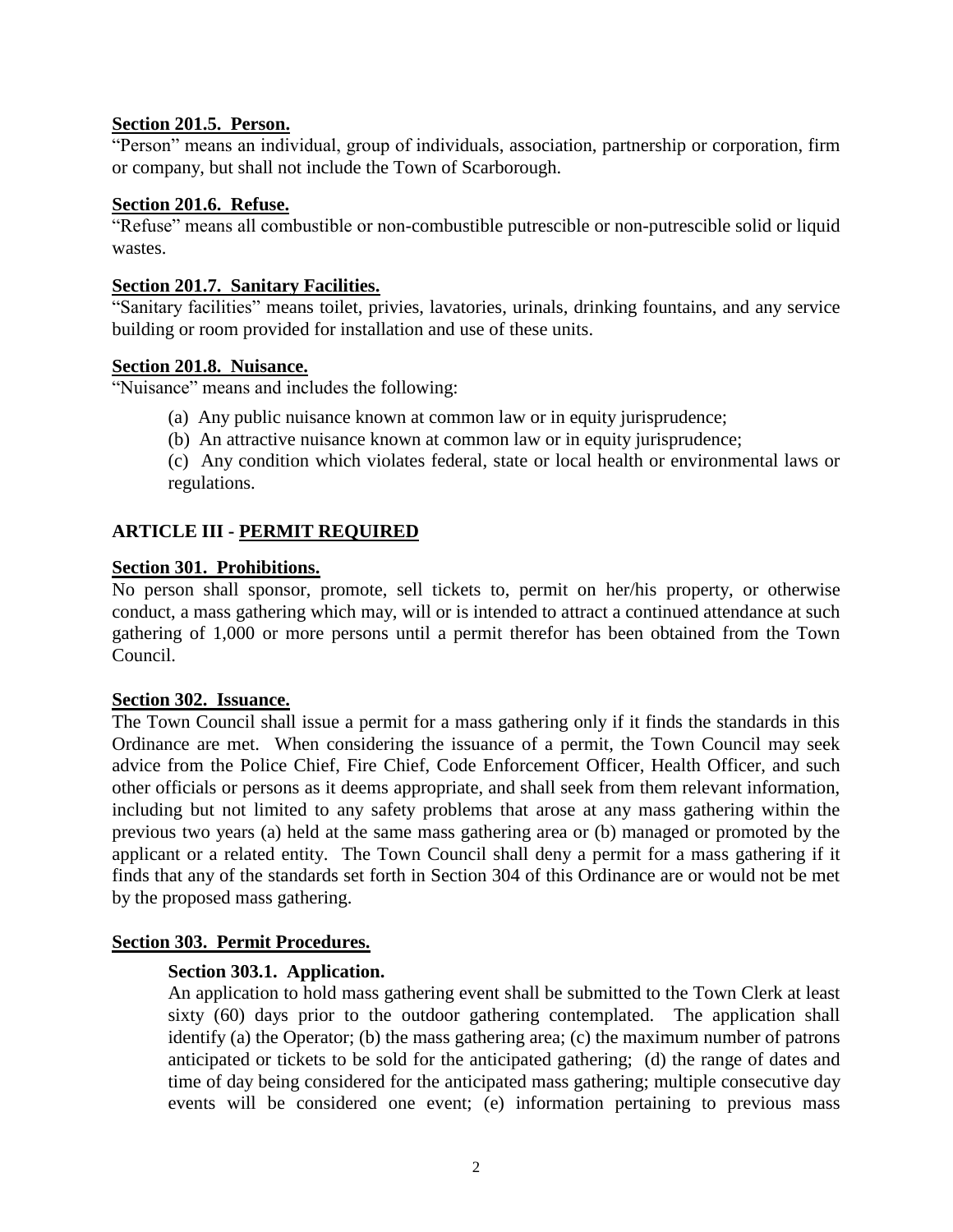**Section 201.5. Person.**

"Person" means an individual, group of individuals, association, partnership or corporation, firm or company, but shall not include the Town of Scarborough.

**Section 201.6. Refuse.**

"Refuse" means all combustible or non-combustible putrescible or non-putrescible solid or liquid wastes.

**Section 201.7. Sanitary Facilities.**

"Sanitary facilities" means toilet, privies, lavatories, urinals, drinking fountains, and any service building or room provided for installation and use of these units.

**Section 201.8. Nuisance.**

"Nuisance" means and includes the following:

(a) Any public nuisance known at common law or in equity jurisprudence;

(b) An attractive nuisance known at common law or in equity jurisprudence;

(c) Any condition which violates federal, state or local health or environmental laws or regulations.

## ARTICLE III - PERMIT REQUIRED

**Section 301. Prohibitions.**

No person shall sponsor, promote, sell tickets to, permit on her/his property, or otherwise conduct, a mass gathering which may, will or is intended to attract a continued attendance at such gathering of 1,000 or more persons until a permit therefor has been obtained from the Town Council.

**Section 302. Issuance.**

The Town Council shall issue a permit for a mass gathering only if it finds the standards in this Ordinance are met. When considering the issuance of a permit, the Town Council may seek advice from the Police Chief, Fire Chief, Code Enforcement Officer, Health Officer, and such other officials or persons as it deems appropriate, and shall seek from them relevant information, including but not limited to any safety problems that arose at any mass gathering within the previous two years (a) held at the same mass gathering area or (b) managed or promoted by the applicant or a related entity. The Town Council shall deny a permit for a mass gathering if it finds that any of the standards set forth in Section 304 of this Ordinance are or would not be met by the proposed mass gathering.

**Section 303. Permit Procedures.**

**Section 303.1. Application.**

An application to hold mass gathering event shall be submitted to the Town Clerk at least sixty (60) days prior to the outdoor gathering contemplated. The application shall identify (a) the Operator; (b) the mass gathering area; (c) the maximum number of patrons anticipated or tickets to be sold for the anticipated gathering; (d) the range of dates and time of day being considered for the anticipated mass gathering; multiple consecutive day events will be considered one event; (e) information pertaining to previous mass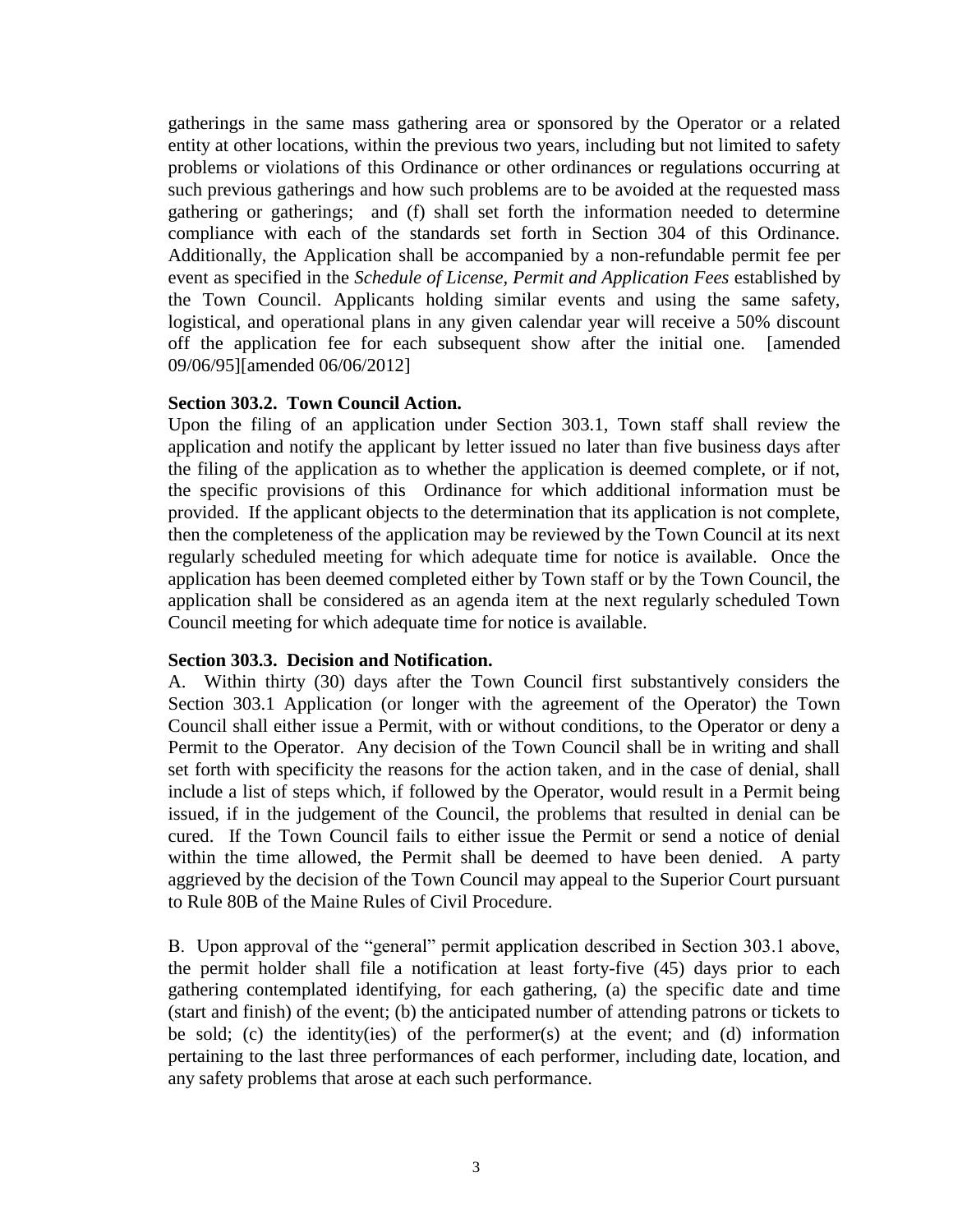gatherings in the same mass gathering area or sponsored by the Operator or a related entity at other locations, within the previous two years, including but not limited to safety problems or violations of this Ordinance or other ordinances or regulations occurring at such previous gatherings and how such problems are to be avoided at the requested mass gathering or gatherings; and (f) shall set forth the information needed to determine compliance with each of the standards set forth in Section 304 of this Ordinance. Additionally, the Application shall be accompanied by a non-refundable permit fee per event as specified in the *Schedule of License, Permit and Application Fees* established by the Town Council. Applicants holding similar events and using the same safety, logistical, and operational plans in any given calendar year will receive a 50% discount off the application fee for each subsequent show after the initial one. [amended 09/06/95][amended 06/06/2012]

**Section 303.2. Town Council Action.**

Upon the filing of an application under Section 303.1, Town staff shall review the application and notify the applicant by letter issued no later than five business days after the filing of the application as to whether the application is deemed complete, or if not, the specific provisions of this Ordinance for which additional information must be provided. If the applicant objects to the determination that its application is not complete, then the completeness of the application may be reviewed by the Town Council at its next regularly scheduled meeting for which adequate time for notice is available. Once the application has been deemed completed either by Town staff or by the Town Council, the application shall be considered as an agenda item at the next regularly scheduled Town Council meeting for which adequate time for notice is available.

**Section 303.3. Decision and Notification.**

A. Within thirty (30) days after the Town Council first substantively considers the Section 303.1 Application (or longer with the agreement of the Operator) the Town Council shall either issue a Permit, with or without conditions, to the Operator or deny a Permit to the Operator. Any decision of the Town Council shall be in writing and shall set forth with specificity the reasons for the action taken, and in the case of denial, shall include a list of steps which, if followed by the Operator, would result in a Permit being issued, if in the judgement of the Council, the problems that resulted in denial can be cured. If the Town Council fails to either issue the Permit or send a notice of denial within the time allowed, the Permit shall be deemed to have been denied. A party aggrieved by the decision of the Town Council may appeal to the Superior Court pursuant to Rule 80B of the Maine Rules of Civil Procedure.

B. Upon approval of the "general" permit application described in Section 303.1 above, the permit holder shall file a notification at least forty-five (45) days prior to each gathering contemplated identifying, for each gathering, (a) the specific date and time (start and finish) of the event; (b) the anticipated number of attending patrons or tickets to be sold; (c) the identity(ies) of the performer(s) at the event; and (d) information pertaining to the last three performances of each performer, including date, location, and any safety problems that arose at each such performance.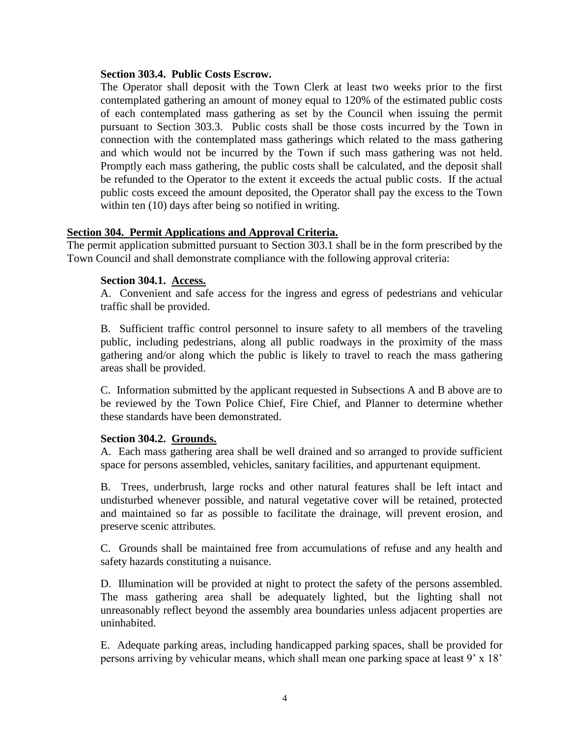**Section 303.4. Public Costs Escrow.**

The Operator shall deposit with the Town Clerk at least two weeks prior to the first contemplated gathering an amount of money equal to 120% of the estimated public costs of each contemplated mass gathering as set by the Council when issuing the permit pursuant to Section 303.3. Public costs shall be those costs incurred by the Town in connection with the contemplated mass gatherings which related to the mass gathering and which would not be incurred by the Town if such mass gathering was not held. Promptly each mass gathering, the public costs shall be calculated, and the deposit shall be refunded to the Operator to the extent it exceeds the actual public costs. If the actual public costs exceed the amount deposited, the Operator shall pay the excess to the Town within ten (10) days after being so notified in writing.

## Section 304. Permit Applications and Approval Criteria.

The permit application submitted pursuant to Section 303.1 shall be in the form prescribed by the Town Council and shall demonstrate compliance with the following approval criteria:

**Section 304.1. Access.**

A. Convenient and safe access for the ingress and egress of pedestrians and vehicular traffic shall be provided.

B. Sufficient traffic control personnel to insure safety to all members of the traveling public, including pedestrians, along all public roadways in the proximity of the mass gathering and/or along which the public is likely to travel to reach the mass gathering areas shall be provided.

C. Information submitted by the applicant requested in Subsections A and B above are to be reviewed by the Town Police Chief, Fire Chief, and Planner to determine whether these standards have been demonstrated.

**Section 304.2. Grounds.**

A. Each mass gathering area shall be well drained and so arranged to provide sufficient space for persons assembled, vehicles, sanitary facilities, and appurtenant equipment.

B. Trees, underbrush, large rocks and other natural features shall be left intact and undisturbed whenever possible, and natural vegetative cover will be retained, protected and maintained so far as possible to facilitate the drainage, will prevent erosion, and preserve scenic attributes.

C. Grounds shall be maintained free from accumulations of refuse and any health and safety hazards constituting a nuisance.

D. Illumination will be provided at night to protect the safety of the persons assembled. The mass gathering area shall be adequately lighted, but the lighting shall not unreasonably reflect beyond the assembly area boundaries unless adjacent properties are uninhabited.

E. Adequate parking areas, including handicapped parking spaces, shall be provided for persons arriving by vehicular means, which shall mean one parking space at least 9' x 18'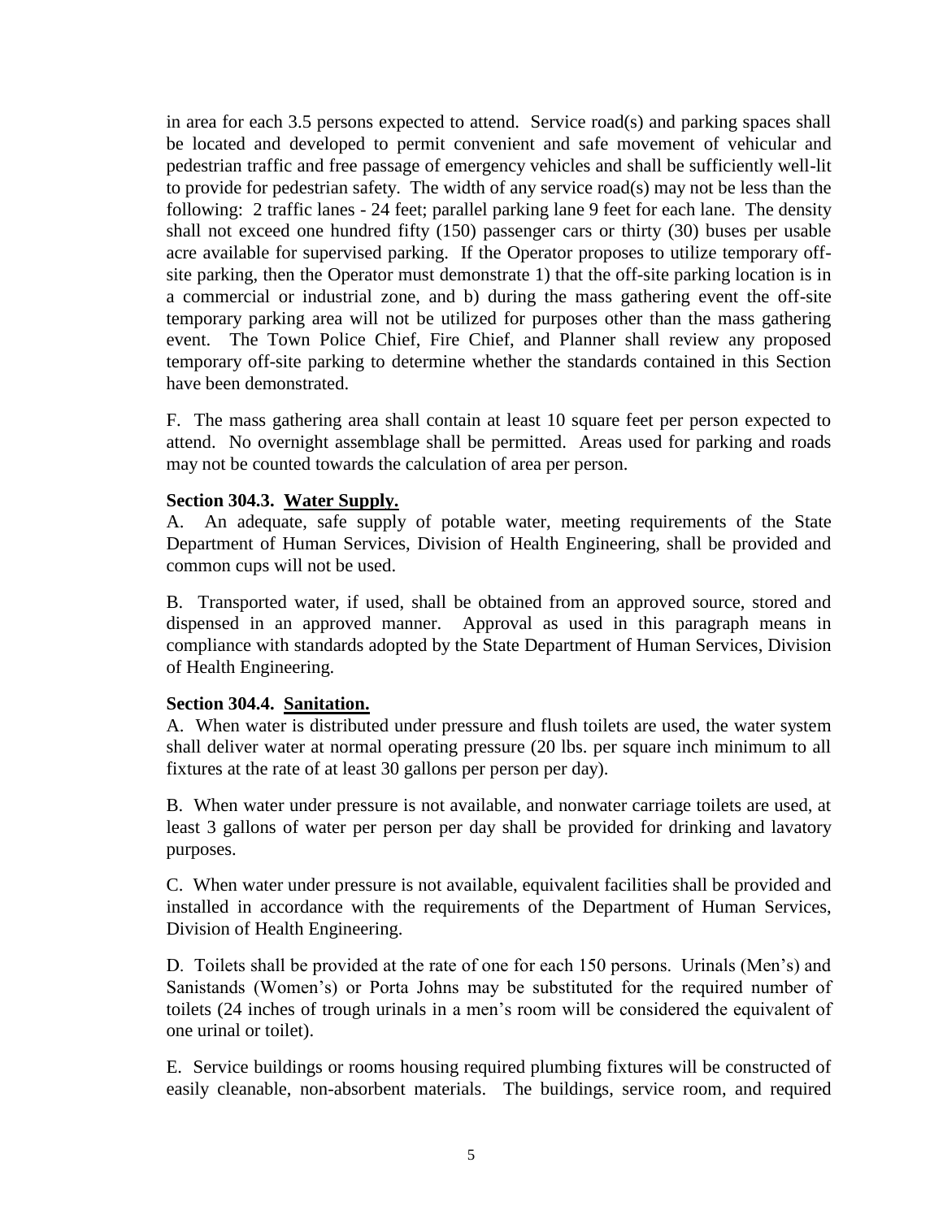in area for each 3.5 persons expected to attend. Service road(s) and parking spaces shall be located and developed to permit convenient and safe movement of vehicular and pedestrian traffic and free passage of emergency vehicles and shall be sufficiently well-lit to provide for pedestrian safety. The width of any service road(s) may not be less than the following: 2 traffic lanes - 24 feet; parallel parking lane 9 feet for each lane. The density shall not exceed one hundred fifty (150) passenger cars or thirty (30) buses per usable acre available for supervised parking. If the Operator proposes to utilize temporary off-site parking, then the Operator must demonstrate 1) that the off-site parking location is in a commercial or industrial zone, and b) during the mass gathering event the off-site temporary parking area will not be utilized for purposes other than the mass gathering event. The Town Police Chief, Fire Chief, and Planner shall review any proposed temporary off-site parking to determine whether the standards contained in this Section have been demonstrated.

F. The mass gathering area shall contain at least 10 square feet per person expected to attend. No overnight assemblage shall be permitted. Areas used for parking and roads may not be counted towards the calculation of area per person.

**Section 304.3. Water Supply.**

A. An adequate, safe supply of potable water, meeting requirements of the State Department of Human Services, Division of Health Engineering, shall be provided and common cups will not be used.

B. Transported water, if used, shall be obtained from an approved source, stored and dispensed in an approved manner. Approval as used in this paragraph means in compliance with standards adopted by the State Department of Human Services, Division of Health Engineering.

**Section 304.4. Sanitation.**

A. When water is distributed under pressure and flush toilets are used, the water system shall deliver water at normal operating pressure (20 lbs. per square inch minimum to all fixtures at the rate of at least 30 gallons per person per day).

B. When water under pressure is not available, and nonwater carriage toilets are used, at least 3 gallons of water per person per day shall be provided for drinking and lavatory purposes.

C. When water under pressure is not available, equivalent facilities shall be provided and installed in accordance with the requirements of the Department of Human Services, Division of Health Engineering.

D. Toilets shall be provided at the rate of one for each 150 persons. Urinals (Men's) and Sanistands (Women's) or Porta Johns may be substituted for the required number of toilets (24 inches of trough urinals in a men's room will be considered the equivalent of one urinal or toilet).

E. Service buildings or rooms housing required plumbing fixtures will be constructed of easily cleanable, non-absorbent materials. The buildings, service room, and required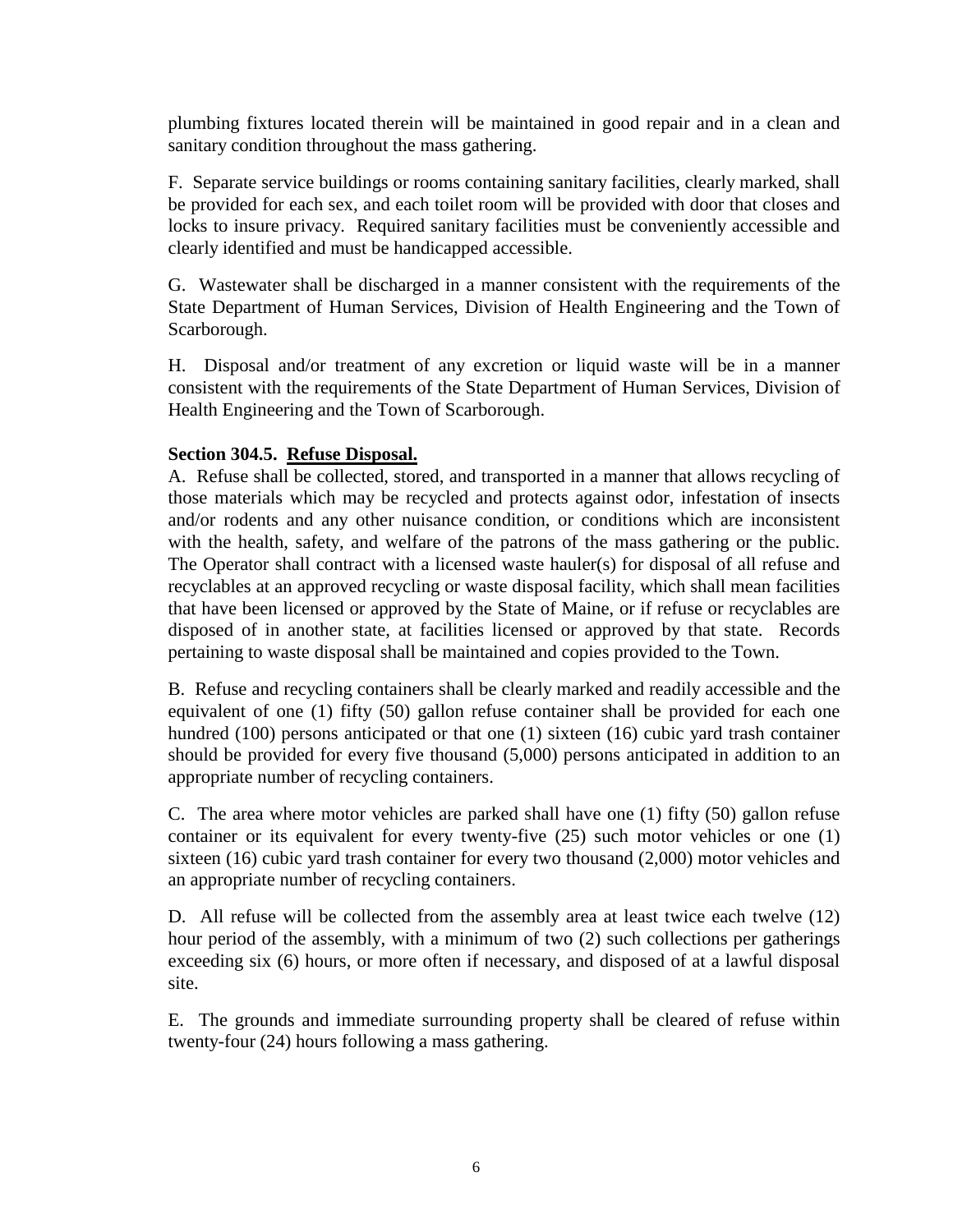plumbing fixtures located therein will be maintained in good repair and in a clean and sanitary condition throughout the mass gathering.

F. Separate service buildings or rooms containing sanitary facilities, clearly marked, shall be provided for each sex, and each toilet room will be provided with door that closes and locks to insure privacy. Required sanitary facilities must be conveniently accessible and clearly identified and must be handicapped accessible.

G. Wastewater shall be discharged in a manner consistent with the requirements of the State Department of Human Services, Division of Health Engineering and the Town of Scarborough.

H. Disposal and/or treatment of any excretion or liquid waste will be in a manner consistent with the requirements of the State Department of Human Services, Division of Health Engineering and the Town of Scarborough.

**Section 304.5. <u>Refuse Disposal.</u>**

A. Refuse shall be collected, stored, and transported in a manner that allows recycling of those materials which may be recycled and protects against odor, infestation of insects and/or rodents and any other nuisance condition, or conditions which are inconsistent with the health, safety, and welfare of the patrons of the mass gathering or the public. The Operator shall contract with a licensed waste hauler(s) for disposal of all refuse and recyclables at an approved recycling or waste disposal facility, which shall mean facilities that have been licensed or approved by the State of Maine, or if refuse or recyclables are disposed of in another state, at facilities licensed or approved by that state. Records pertaining to waste disposal shall be maintained and copies provided to the Town.

B. Refuse and recycling containers shall be clearly marked and readily accessible and the equivalent of one (1) fifty (50) gallon refuse container shall be provided for each one hundred (100) persons anticipated or that one (1) sixteen (16) cubic yard trash container should be provided for every five thousand (5,000) persons anticipated in addition to an appropriate number of recycling containers.

C. The area where motor vehicles are parked shall have one (1) fifty (50) gallon refuse container or its equivalent for every twenty-five (25) such motor vehicles or one (1) sixteen (16) cubic yard trash container for every two thousand (2,000) motor vehicles and an appropriate number of recycling containers.

D. All refuse will be collected from the assembly area at least twice each twelve (12) hour period of the assembly, with a minimum of two (2) such collections per gatherings exceeding six (6) hours, or more often if necessary, and disposed of at a lawful disposal site.

E. The grounds and immediate surrounding property shall be cleared of refuse within twenty-four (24) hours following a mass gathering.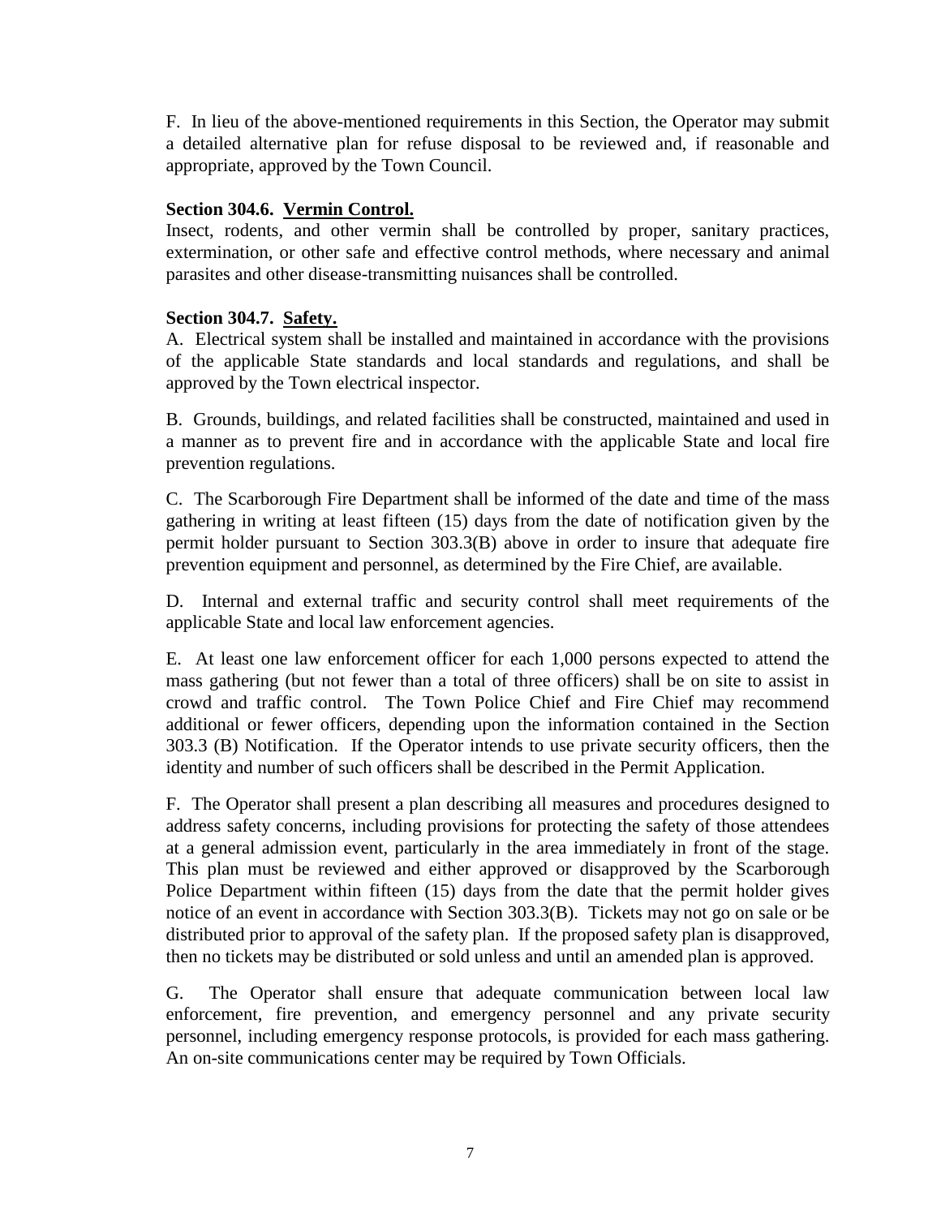F. In lieu of the above-mentioned requirements in this Section, the Operator may submit a detailed alternative plan for refuse disposal to be reviewed and, if reasonable and appropriate, approved by the Town Council.

**Section 304.6. <u>Vermin Control.</u>**

Insect, rodents, and other vermin shall be controlled by proper, sanitary practices, extermination, or other safe and effective control methods, where necessary and animal parasites and other disease-transmitting nuisances shall be controlled.

**Section 304.7. <u>Safety.</u>**

A. Electrical system shall be installed and maintained in accordance with the provisions of the applicable State standards and local standards and regulations, and shall be approved by the Town electrical inspector.

B. Grounds, buildings, and related facilities shall be constructed, maintained and used in a manner as to prevent fire and in accordance with the applicable State and local fire prevention regulations.

C. The Scarborough Fire Department shall be informed of the date and time of the mass gathering in writing at least fifteen (15) days from the date of notification given by the permit holder pursuant to Section 303.3(B) above in order to insure that adequate fire prevention equipment and personnel, as determined by the Fire Chief, are available.

D. Internal and external traffic and security control shall meet requirements of the applicable State and local law enforcement agencies.

E. At least one law enforcement officer for each 1,000 persons expected to attend the mass gathering (but not fewer than a total of three officers) shall be on site to assist in crowd and traffic control. The Town Police Chief and Fire Chief may recommend additional or fewer officers, depending upon the information contained in the Section 303.3 (B) Notification. If the Operator intends to use private security officers, then the identity and number of such officers shall be described in the Permit Application.

F. The Operator shall present a plan describing all measures and procedures designed to address safety concerns, including provisions for protecting the safety of those attendees at a general admission event, particularly in the area immediately in front of the stage. This plan must be reviewed and either approved or disapproved by the Scarborough Police Department within fifteen (15) days from the date that the permit holder gives notice of an event in accordance with Section 303.3(B). Tickets may not go on sale or be distributed prior to approval of the safety plan. If the proposed safety plan is disapproved, then no tickets may be distributed or sold unless and until an amended plan is approved.

G. The Operator shall ensure that adequate communication between local law enforcement, fire prevention, and emergency personnel and any private security personnel, including emergency response protocols, is provided for each mass gathering. An on-site communications center may be required by Town Officials.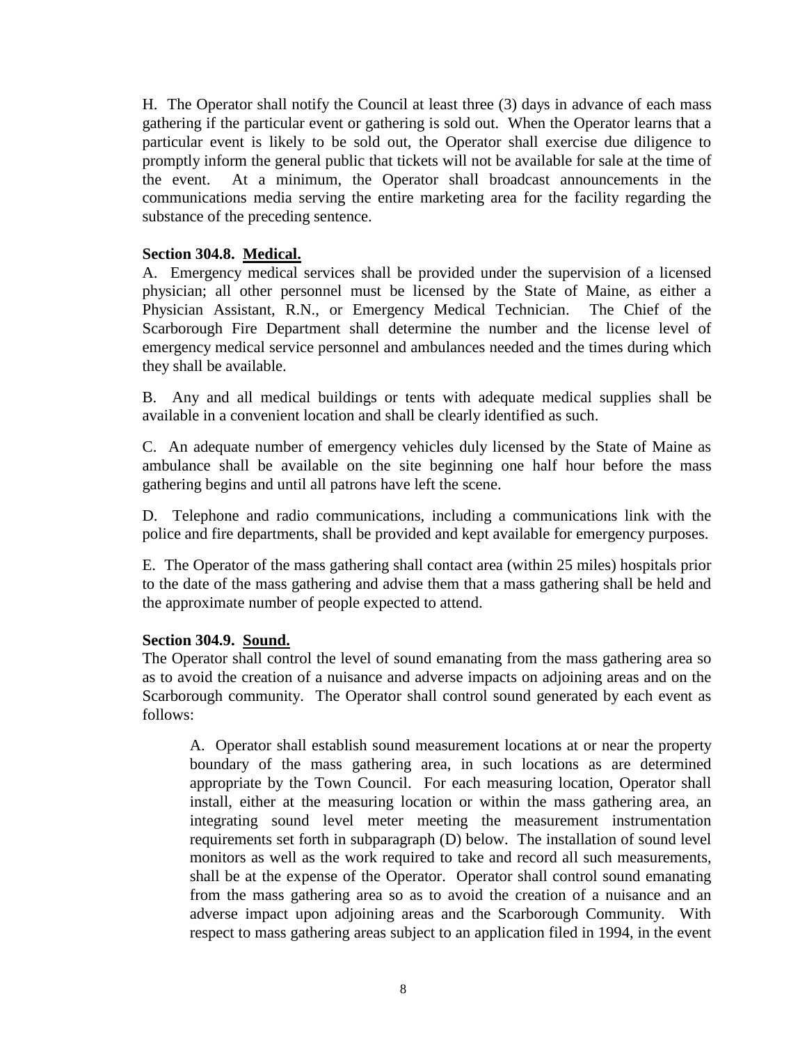H. The Operator shall notify the Council at least three (3) days in advance of each mass gathering if the particular event or gathering is sold out. When the Operator learns that a particular event is likely to be sold out, the Operator shall exercise due diligence to promptly inform the general public that tickets will not be available for sale at the time of the event. At a minimum, the Operator shall broadcast announcements in the communications media serving the entire marketing area for the facility regarding the substance of the preceding sentence.

### Section 304.8. Medical.

A. Emergency medical services shall be provided under the supervision of a licensed physician; all other personnel must be licensed by the State of Maine, as either a Physician Assistant, R.N., or Emergency Medical Technician. The Chief of the Scarborough Fire Department shall determine the number and the license level of emergency medical service personnel and ambulances needed and the times during which they shall be available.

B. Any and all medical buildings or tents with adequate medical supplies shall be available in a convenient location and shall be clearly identified as such.

C. An adequate number of emergency vehicles duly licensed by the State of Maine as ambulance shall be available on the site beginning one half hour before the mass gathering begins and until all patrons have left the scene.

D. Telephone and radio communications, including a communications link with the police and fire departments, shall be provided and kept available for emergency purposes.

E. The Operator of the mass gathering shall contact area (within 25 miles) hospitals prior to the date of the mass gathering and advise them that a mass gathering shall be held and the approximate number of people expected to attend.

### Section 304.9. Sound.

The Operator shall control the level of sound emanating from the mass gathering area so as to avoid the creation of a nuisance and adverse impacts on adjoining areas and on the Scarborough community. The Operator shall control sound generated by each event as follows:

> A. Operator shall establish sound measurement locations at or near the property boundary of the mass gathering area, in such locations as are determined appropriate by the Town Council. For each measuring location, Operator shall install, either at the measuring location or within the mass gathering area, an integrating sound level meter meeting the measurement instrumentation requirements set forth in subparagraph (D) below. The installation of sound level monitors as well as the work required to take and record all such measurements, shall be at the expense of the Operator. Operator shall control sound emanating from the mass gathering area so as to avoid the creation of a nuisance and an adverse impact upon adjoining areas and the Scarborough Community. With respect to mass gathering areas subject to an application filed in 1994, in the event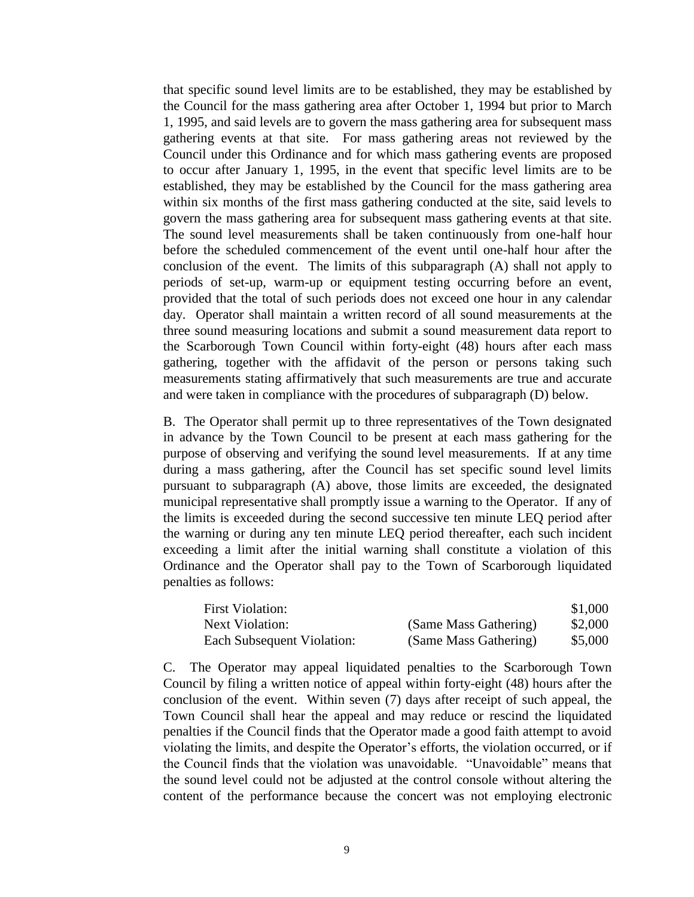that specific sound level limits are to be established, they may be established by the Council for the mass gathering area after October 1, 1994 but prior to March 1, 1995, and said levels are to govern the mass gathering area for subsequent mass gathering events at that site. For mass gathering areas not reviewed by the Council under this Ordinance and for which mass gathering events are proposed to occur after January 1, 1995, in the event that specific level limits are to be established, they may be established by the Council for the mass gathering area within six months of the first mass gathering conducted at the site, said levels to govern the mass gathering area for subsequent mass gathering events at that site. The sound level measurements shall be taken continuously from one-half hour before the scheduled commencement of the event until one-half hour after the conclusion of the event. The limits of this subparagraph (A) shall not apply to periods of set-up, warm-up or equipment testing occurring before an event, provided that the total of such periods does not exceed one hour in any calendar day. Operator shall maintain a written record of all sound measurements at the three sound measuring locations and submit a sound measurement data report to the Scarborough Town Council within forty-eight (48) hours after each mass gathering, together with the affidavit of the person or persons taking such measurements stating affirmatively that such measurements are true and accurate and were taken in compliance with the procedures of subparagraph (D) below.

B. The Operator shall permit up to three representatives of the Town designated in advance by the Town Council to be present at each mass gathering for the purpose of observing and verifying the sound level measurements. If at any time during a mass gathering, after the Council has set specific sound level limits pursuant to subparagraph (A) above, those limits are exceeded, the designated municipal representative shall promptly issue a warning to the Operator. If any of the limits is exceeded during the second successive ten minute LEQ period after the warning or during any ten minute LEQ period thereafter, each such incident exceeding a limit after the initial warning shall constitute a violation of this Ordinance and the Operator shall pay to the Town of Scarborough liquidated penalties as follows:

| | | |
|---|---|---|
| First Violation: | | \$1,000 |
| Next Violation: | (Same Mass Gathering) | \$2,000 |
| Each Subsequent Violation: | (Same Mass Gathering) | \$5,000 |

C. The Operator may appeal liquidated penalties to the Scarborough Town Council by filing a written notice of appeal within forty-eight (48) hours after the conclusion of the event. Within seven (7) days after receipt of such appeal, the Town Council shall hear the appeal and may reduce or rescind the liquidated penalties if the Council finds that the Operator made a good faith attempt to avoid violating the limits, and despite the Operator's efforts, the violation occurred, or if the Council finds that the violation was unavoidable. "Unavoidable" means that the sound level could not be adjusted at the control console without altering the content of the performance because the concert was not employing electronic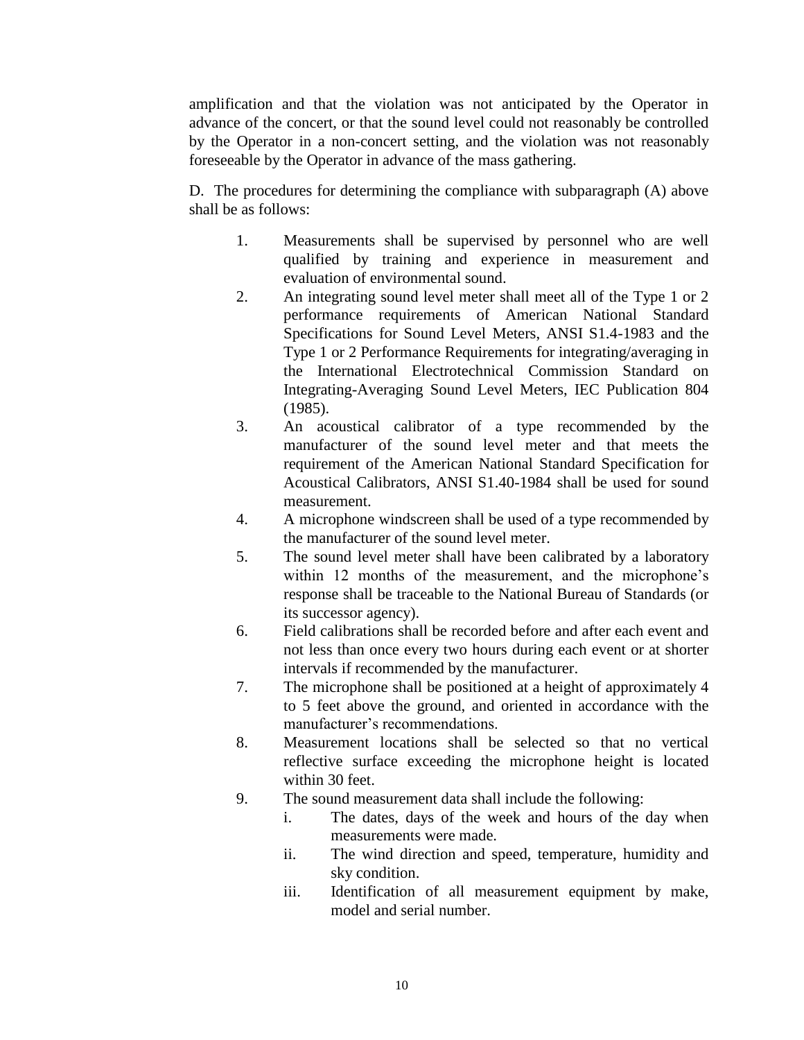amplification and that the violation was not anticipated by the Operator in advance of the concert, or that the sound level could not reasonably be controlled by the Operator in a non-concert setting, and the violation was not reasonably foreseeable by the Operator in advance of the mass gathering.

D. The procedures for determining the compliance with subparagraph (A) above shall be as follows:

1. Measurements shall be supervised by personnel who are well qualified by training and experience in measurement and evaluation of environmental sound.
2. An integrating sound level meter shall meet all of the Type 1 or 2 performance requirements of American National Standard Specifications for Sound Level Meters, ANSI S1.4-1983 and the Type 1 or 2 Performance Requirements for integrating/averaging in the International Electrotechnical Commission Standard on Integrating-Averaging Sound Level Meters, IEC Publication 804 (1985).
3. An acoustical calibrator of a type recommended by the manufacturer of the sound level meter and that meets the requirement of the American National Standard Specification for Acoustical Calibrators, ANSI S1.40-1984 shall be used for sound measurement.
4. A microphone windscreen shall be used of a type recommended by the manufacturer of the sound level meter.
5. The sound level meter shall have been calibrated by a laboratory within 12 months of the measurement, and the microphone's response shall be traceable to the National Bureau of Standards (or its successor agency).
6. Field calibrations shall be recorded before and after each event and not less than once every two hours during each event or at shorter intervals if recommended by the manufacturer.
7. The microphone shall be positioned at a height of approximately 4 to 5 feet above the ground, and oriented in accordance with the manufacturer's recommendations.
8. Measurement locations shall be selected so that no vertical reflective surface exceeding the microphone height is located within 30 feet.
9. The sound measurement data shall include the following:
   i. The dates, days of the week and hours of the day when measurements were made.
   ii. The wind direction and speed, temperature, humidity and sky condition.
   iii. Identification of all measurement equipment by make, model and serial number.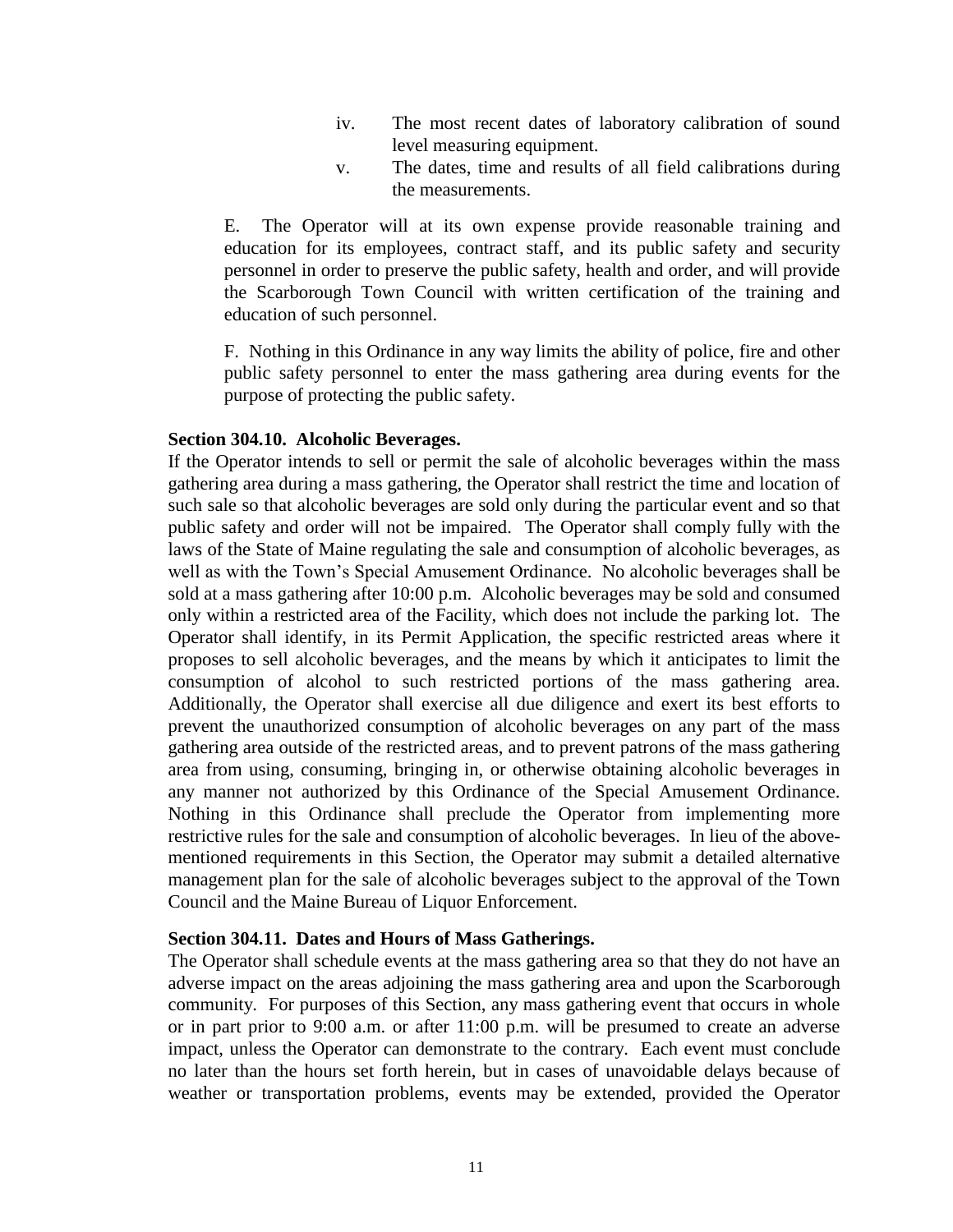iv. The most recent dates of laboratory calibration of sound level measuring equipment.
   v. The dates, time and results of all field calibrations during the measurements.

E. The Operator will at its own expense provide reasonable training and education for its employees, contract staff, and its public safety and security personnel in order to preserve the public safety, health and order, and will provide the Scarborough Town Council with written certification of the training and education of such personnel.

F. Nothing in this Ordinance in any way limits the ability of police, fire and other public safety personnel to enter the mass gathering area during events for the purpose of protecting the public safety.

**Section 304.10. Alcoholic Beverages.**

If the Operator intends to sell or permit the sale of alcoholic beverages within the mass gathering area during a mass gathering, the Operator shall restrict the time and location of such sale so that alcoholic beverages are sold only during the particular event and so that public safety and order will not be impaired. The Operator shall comply fully with the laws of the State of Maine regulating the sale and consumption of alcoholic beverages, as well as with the Town's Special Amusement Ordinance. No alcoholic beverages shall be sold at a mass gathering after 10:00 p.m. Alcoholic beverages may be sold and consumed only within a restricted area of the Facility, which does not include the parking lot. The Operator shall identify, in its Permit Application, the specific restricted areas where it proposes to sell alcoholic beverages, and the means by which it anticipates to limit the consumption of alcohol to such restricted portions of the mass gathering area. Additionally, the Operator shall exercise all due diligence and exert its best efforts to prevent the unauthorized consumption of alcoholic beverages on any part of the mass gathering area outside of the restricted areas, and to prevent patrons of the mass gathering area from using, consuming, bringing in, or otherwise obtaining alcoholic beverages in any manner not authorized by this Ordinance of the Special Amusement Ordinance. Nothing in this Ordinance shall preclude the Operator from implementing more restrictive rules for the sale and consumption of alcoholic beverages. In lieu of the above-mentioned requirements in this Section, the Operator may submit a detailed alternative management plan for the sale of alcoholic beverages subject to the approval of the Town Council and the Maine Bureau of Liquor Enforcement.

**Section 304.11. Dates and Hours of Mass Gatherings.**

The Operator shall schedule events at the mass gathering area so that they do not have an adverse impact on the areas adjoining the mass gathering area and upon the Scarborough community. For purposes of this Section, any mass gathering event that occurs in whole or in part prior to 9:00 a.m. or after 11:00 p.m. will be presumed to create an adverse impact, unless the Operator can demonstrate to the contrary. Each event must conclude no later than the hours set forth herein, but in cases of unavoidable delays because of weather or transportation problems, events may be extended, provided the Operator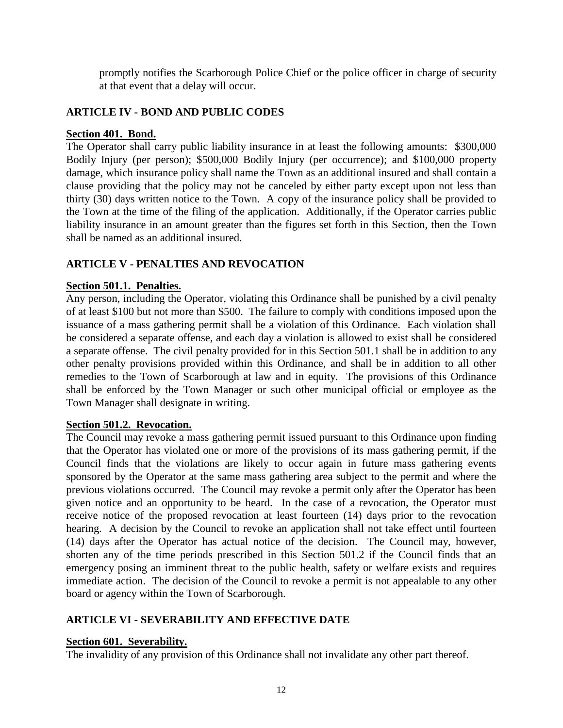promptly notifies the Scarborough Police Chief or the police officer in charge of security at that event that a delay will occur.

## ARTICLE IV - BOND AND PUBLIC CODES

### Section 401. Bond.

The Operator shall carry public liability insurance in at least the following amounts: \$300,000 Bodily Injury (per person); \$500,000 Bodily Injury (per occurrence); and \$100,000 property damage, which insurance policy shall name the Town as an additional insured and shall contain a clause providing that the policy may not be canceled by either party except upon not less than thirty (30) days written notice to the Town. A copy of the insurance policy shall be provided to the Town at the time of the filing of the application. Additionally, if the Operator carries public liability insurance in an amount greater than the figures set forth in this Section, then the Town shall be named as an additional insured.

## ARTICLE V - PENALTIES AND REVOCATION

### Section 501.1. Penalties.

Any person, including the Operator, violating this Ordinance shall be punished by a civil penalty of at least \$100 but not more than \$500. The failure to comply with conditions imposed upon the issuance of a mass gathering permit shall be a violation of this Ordinance. Each violation shall be considered a separate offense, and each day a violation is allowed to exist shall be considered a separate offense. The civil penalty provided for in this Section 501.1 shall be in addition to any other penalty provisions provided within this Ordinance, and shall be in addition to all other remedies to the Town of Scarborough at law and in equity. The provisions of this Ordinance shall be enforced by the Town Manager or such other municipal official or employee as the Town Manager shall designate in writing.

### Section 501.2. Revocation.

The Council may revoke a mass gathering permit issued pursuant to this Ordinance upon finding that the Operator has violated one or more of the provisions of its mass gathering permit, if the Council finds that the violations are likely to occur again in future mass gathering events sponsored by the Operator at the same mass gathering area subject to the permit and where the previous violations occurred. The Council may revoke a permit only after the Operator has been given notice and an opportunity to be heard. In the case of a revocation, the Operator must receive notice of the proposed revocation at least fourteen (14) days prior to the revocation hearing. A decision by the Council to revoke an application shall not take effect until fourteen (14) days after the Operator has actual notice of the decision. The Council may, however, shorten any of the time periods prescribed in this Section 501.2 if the Council finds that an emergency posing an imminent threat to the public health, safety or welfare exists and requires immediate action. The decision of the Council to revoke a permit is not appealable to any other board or agency within the Town of Scarborough.

## ARTICLE VI - SEVERABILITY AND EFFECTIVE DATE

### Section 601. Severability.

The invalidity of any provision of this Ordinance shall not invalidate any other part thereof.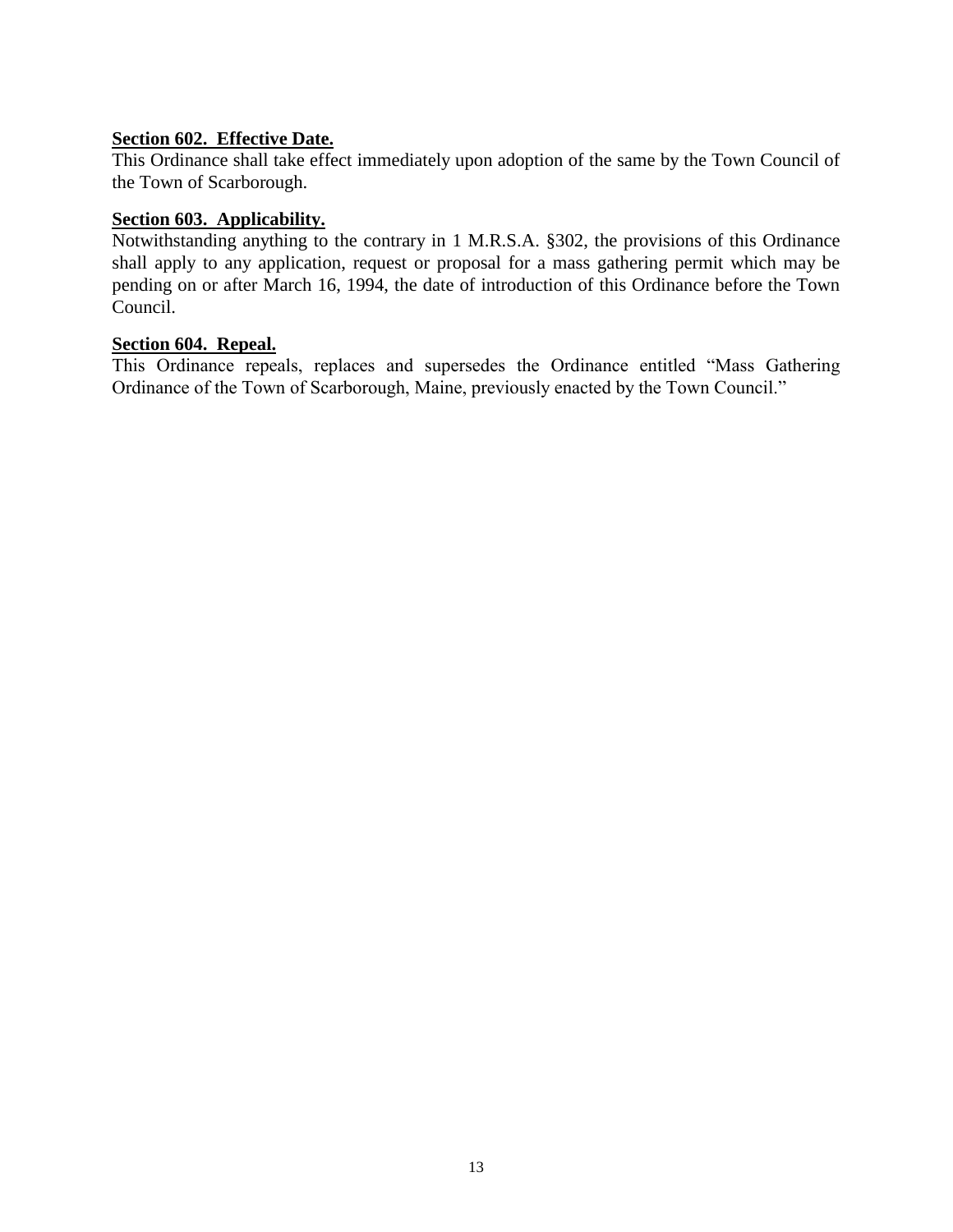**Section 602. Effective Date.**

This Ordinance shall take effect immediately upon adoption of the same by the Town Council of the Town of Scarborough.

**Section 603. Applicability.**

Notwithstanding anything to the contrary in 1 M.R.S.A. §302, the provisions of this Ordinance shall apply to any application, request or proposal for a mass gathering permit which may be pending on or after March 16, 1994, the date of introduction of this Ordinance before the Town Council.

**Section 604. Repeal.**

This Ordinance repeals, replaces and supersedes the Ordinance entitled "Mass Gathering Ordinance of the Town of Scarborough, Maine, previously enacted by the Town Council."